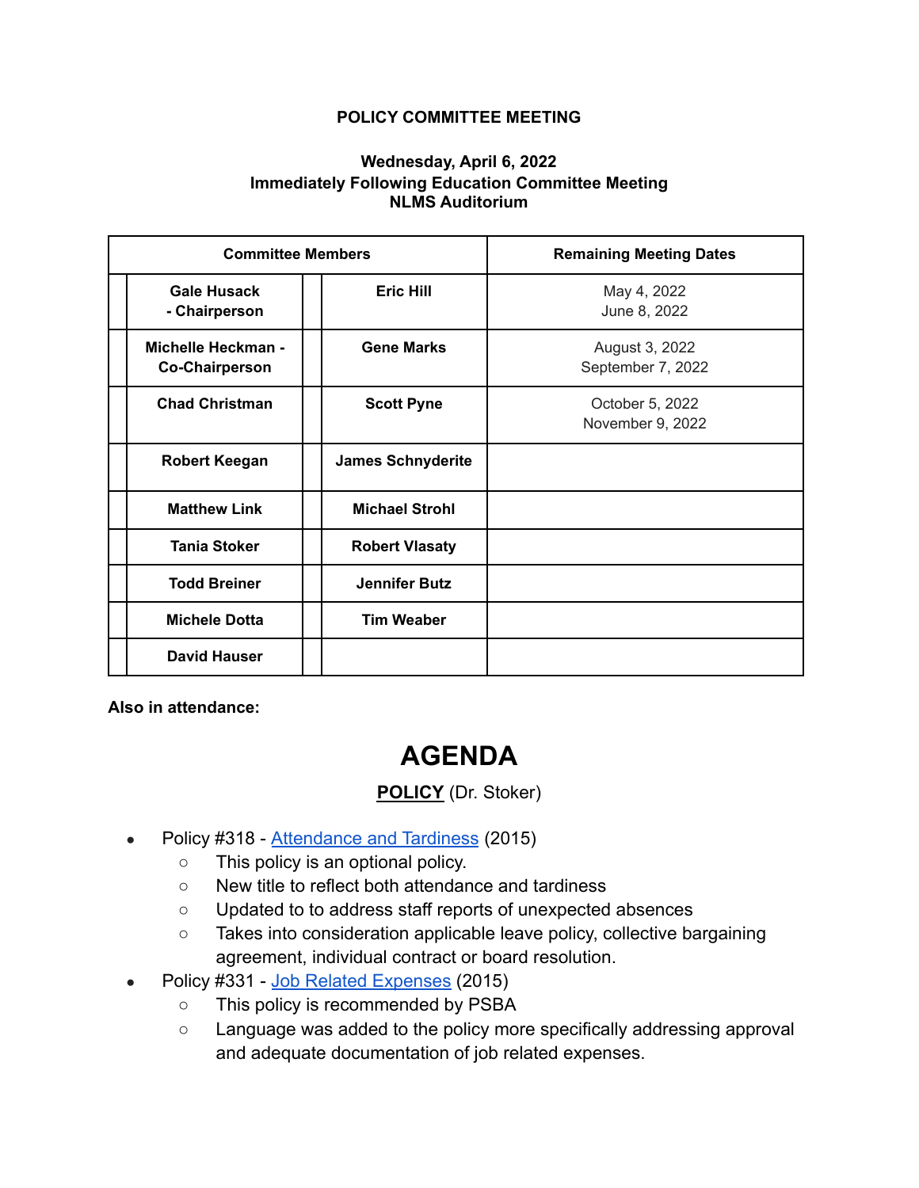**POLICY COMMITTEE MEETING**

**Wednesday, April 6, 2022**
**Immediately Following Education Committee Meeting**
**NLMS Auditorium**

| Committee Members | | | | Remaining Meeting Dates |
|---|---|---|---|---|
| | **Gale Husack - Chairperson** | | **Eric Hill** | May 4, 2022<br>June 8, 2022 |
| | **Michelle Heckman - Co-Chairperson** | | **Gene Marks** | August 3, 2022<br>September 7, 2022 |
| | **Chad Christman** | | **Scott Pyne** | October 5, 2022<br>November 9, 2022 |
| | **Robert Keegan** | | **James Schnyderite** | |
| | **Matthew Link** | | **Michael Strohl** | |
| | **Tania Stoker** | | **Robert Vlasaty** | |
| | **Todd Breiner** | | **Jennifer Butz** | |
| | **Michele Dotta** | | **Tim Weaber** | |
| | **David Hauser** | | | |

**Also in attendance:**

# AGENDA

**POLICY** (Dr. Stoker)

- Policy #318 - Attendance and Tardiness (2015)
  - This policy is an optional policy.
  - New title to reflect both attendance and tardiness
  - Updated to to address staff reports of unexpected absences
  - Takes into consideration applicable leave policy, collective bargaining agreement, individual contract or board resolution.
- Policy #331 - Job Related Expenses (2015)
  - This policy is recommended by PSBA
  - Language was added to the policy more specifically addressing approval and adequate documentation of job related expenses.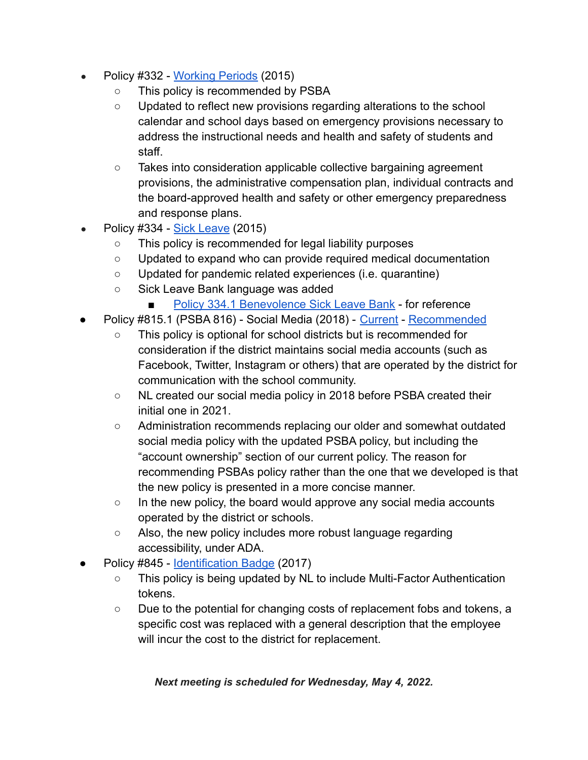- Policy #332 - Working Periods (2015)
  - This policy is recommended by PSBA
  - Updated to reflect new provisions regarding alterations to the school calendar and school days based on emergency provisions necessary to address the instructional needs and health and safety of students and staff.
  - Takes into consideration applicable collective bargaining agreement provisions, the administrative compensation plan, individual contracts and the board-approved health and safety or other emergency preparedness and response plans.
- Policy #334 - Sick Leave (2015)
  - This policy is recommended for legal liability purposes
  - Updated to expand who can provide required medical documentation
  - Updated for pandemic related experiences (i.e. quarantine)
  - Sick Leave Bank language was added
    - Policy 334.1 Benevolence Sick Leave Bank - for reference
- Policy #815.1 (PSBA 816) - Social Media (2018) - Current - Recommended
  - This policy is optional for school districts but is recommended for consideration if the district maintains social media accounts (such as Facebook, Twitter, Instagram or others) that are operated by the district for communication with the school community.
  - NL created our social media policy in 2018 before PSBA created their initial one in 2021.
  - Administration recommends replacing our older and somewhat outdated social media policy with the updated PSBA policy, but including the "account ownership" section of our current policy. The reason for recommending PSBAs policy rather than the one that we developed is that the new policy is presented in a more concise manner.
  - In the new policy, the board would approve any social media accounts operated by the district or schools.
  - Also, the new policy includes more robust language regarding accessibility, under ADA.
- Policy #845 - Identification Badge (2017)
  - This policy is being updated by NL to include Multi-Factor Authentication tokens.
  - Due to the potential for changing costs of replacement fobs and tokens, a specific cost was replaced with a general description that the employee will incur the cost to the district for replacement.

***Next meeting is scheduled for Wednesday, May 4, 2022.***